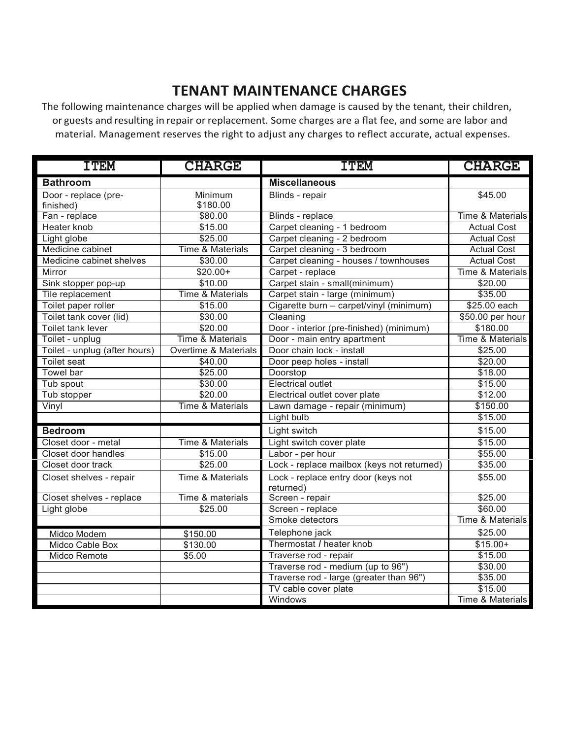# TENANT MAINTENANCE CHARGES

The following maintenance charges will be applied when damage is caused by the tenant, their children, or guests and resulting in repair or replacement. Some charges are a flat fee, and some are labor and material. Management reserves the right to adjust any charges to reflect accurate, actual expenses.

| ITEM | CHARGE | ITEM | CHARGE |
|---|---|---|---|
| **Bathroom** | | **Miscellaneous** | |
| Door - replace (pre-finished) | Minimum $180.00 | Blinds - repair | $45.00 |
| Fan - replace | $80.00 | Blinds - replace | Time & Materials |
| Heater knob | $15.00 | Carpet cleaning - 1 bedroom | Actual Cost |
| Light globe | $25.00 | Carpet cleaning - 2 bedroom | Actual Cost |
| Medicine cabinet | Time & Materials | Carpet cleaning - 3 bedroom | Actual Cost |
| Medicine cabinet shelves | $30.00 | Carpet cleaning - houses / townhouses | Actual Cost |
| Mirror | $20.00+ | Carpet - replace | Time & Materials |
| Sink stopper pop-up | $10.00 | Carpet stain - small(minimum) | $20.00 |
| Tile replacement | Time & Materials | Carpet stain - large (minimum) | $35.00 |
| Toilet paper roller | $15.00 | Cigarette burn – carpet/vinyl (minimum) | $25.00 each |
| Toilet tank cover (lid) | $30.00 | Cleaning | $50.00 per hour |
| Toilet tank lever | $20.00 | Door - interior (pre-finished) (minimum) | $180.00 |
| Toilet - unplug | Time & Materials | Door - main entry apartment | Time & Materials |
| Toilet - unplug (after hours) | Overtime & Materials | Door chain lock - install | $25.00 |
| Toilet seat | $40.00 | Door peep holes - install | $20.00 |
| Towel bar | $25.00 | Doorstop | $18.00 |
| Tub spout | $30.00 | Electrical outlet | $15.00 |
| Tub stopper | $20.00 | Electrical outlet cover plate | $12.00 |
| Vinyl | Time & Materials | Lawn damage - repair (minimum) | $150.00 |
| | | Light bulb | $15.00 |
| **Bedroom** | | Light switch | $15.00 |
| Closet door - metal | Time & Materials | Light switch cover plate | $15.00 |
| Closet door handles | $15.00 | Labor - per hour | $55.00 |
| Closet door track | $25.00 | Lock - replace mailbox (keys not returned) | $35.00 |
| Closet shelves - repair | Time & Materials | Lock - replace entry door (keys not returned) | $55.00 |
| Closet shelves - replace | Time & materials | Screen - repair | $25.00 |
| Light globe | $25.00 | Screen - replace | $60.00 |
| | | Smoke detectors | Time & Materials |
| Midco Modem | $150.00 | Telephone jack | $25.00 |
| Midco Cable Box | $130.00 | Thermostat / heater knob | $15.00+ |
| Midco Remote | $5.00 | Traverse rod - repair | $15.00 |
| | | Traverse rod - medium (up to 96") | $30.00 |
| | | Traverse rod - large (greater than 96") | $35.00 |
| | | TV cable cover plate | $15.00 |
| | | Windows | Time & Materials |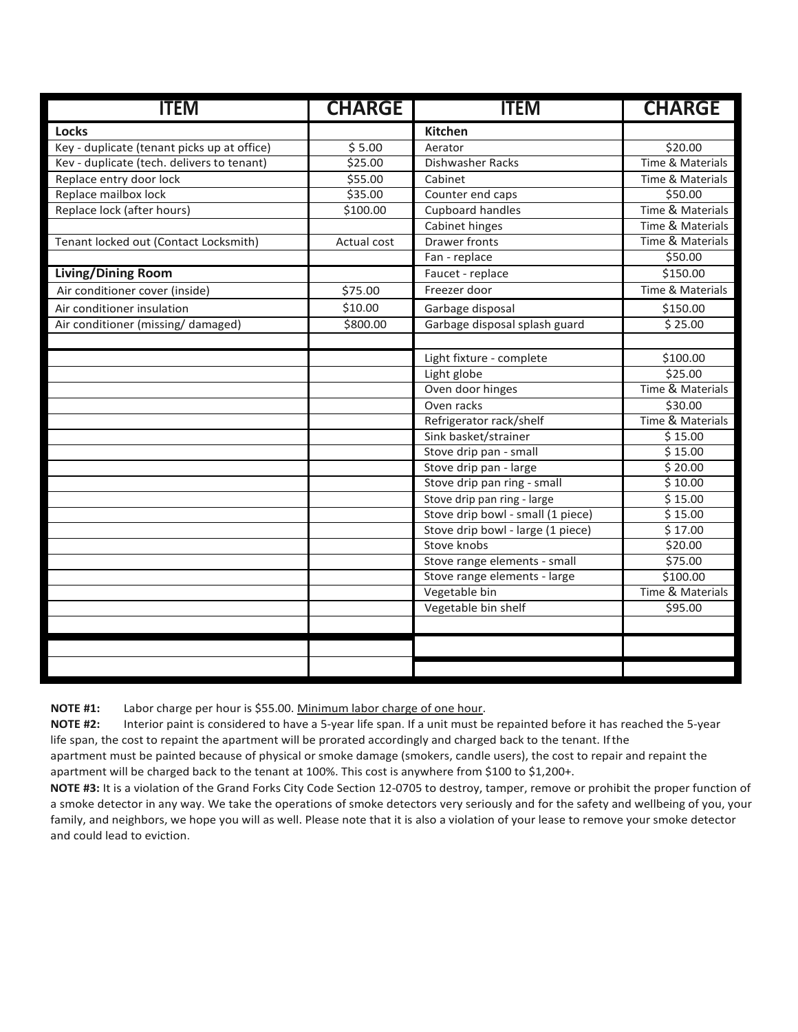| ITEM | CHARGE | ITEM | CHARGE |
| --- | --- | --- | --- |
| **Locks** | | **Kitchen** | |
| Key - duplicate (tenant picks up at office) | $ 5.00 | Aerator | $20.00 |
| Kev - duplicate (tech. delivers to tenant) | $25.00 | Dishwasher Racks | Time & Materials |
| Replace entry door lock | $55.00 | Cabinet | Time & Materials |
| Replace mailbox lock | $35.00 | Counter end caps | $50.00 |
| Replace lock (after hours) | $100.00 | Cupboard handles | Time & Materials |
| | | Cabinet hinges | Time & Materials |
| Tenant locked out (Contact Locksmith) | Actual cost | Drawer fronts | Time & Materials |
| | | Fan - replace | $50.00 |
| **Living/Dining Room** | | Faucet - replace | $150.00 |
| Air conditioner cover (inside) | $75.00 | Freezer door | Time & Materials |
| Air conditioner insulation | $10.00 | Garbage disposal | $150.00 |
| Air conditioner (missing/ damaged) | $800.00 | Garbage disposal splash guard | $ 25.00 |
| | | | |
| | | Light fixture - complete | $100.00 |
| | | Light globe | $25.00 |
| | | Oven door hinges | Time & Materials |
| | | Oven racks | $30.00 |
| | | Refrigerator rack/shelf | Time & Materials |
| | | Sink basket/strainer | $ 15.00 |
| | | Stove drip pan - small | $ 15.00 |
| | | Stove drip pan - large | $ 20.00 |
| | | Stove drip pan ring - small | $ 10.00 |
| | | Stove drip pan ring - large | $ 15.00 |
| | | Stove drip bowl - small (1 piece) | $ 15.00 |
| | | Stove drip bowl - large (1 piece) | $ 17.00 |
| | | Stove knobs | $20.00 |
| | | Stove range elements - small | $75.00 |
| | | Stove range elements - large | $100.00 |
| | | Vegetable bin | Time & Materials |
| | | Vegetable bin shelf | $95.00 |
| | | | |
| | | | |
| | | | |

**NOTE #1:** Labor charge per hour is $55.00. Minimum labor charge of one hour.

**NOTE #2:** Interior paint is considered to have a 5-year life span. If a unit must be repainted before it has reached the 5-year life span, the cost to repaint the apartment will be prorated accordingly and charged back to the tenant. If the apartment must be painted because of physical or smoke damage (smokers, candle users), the cost to repair and repaint the apartment will be charged back to the tenant at 100%. This cost is anywhere from $100 to $1,200+.

**NOTE #3:** It is a violation of the Grand Forks City Code Section 12-0705 to destroy, tamper, remove or prohibit the proper function of a smoke detector in any way. We take the operations of smoke detectors very seriously and for the safety and wellbeing of you, your family, and neighbors, we hope you will as well. Please note that it is also a violation of your lease to remove your smoke detector and could lead to eviction.